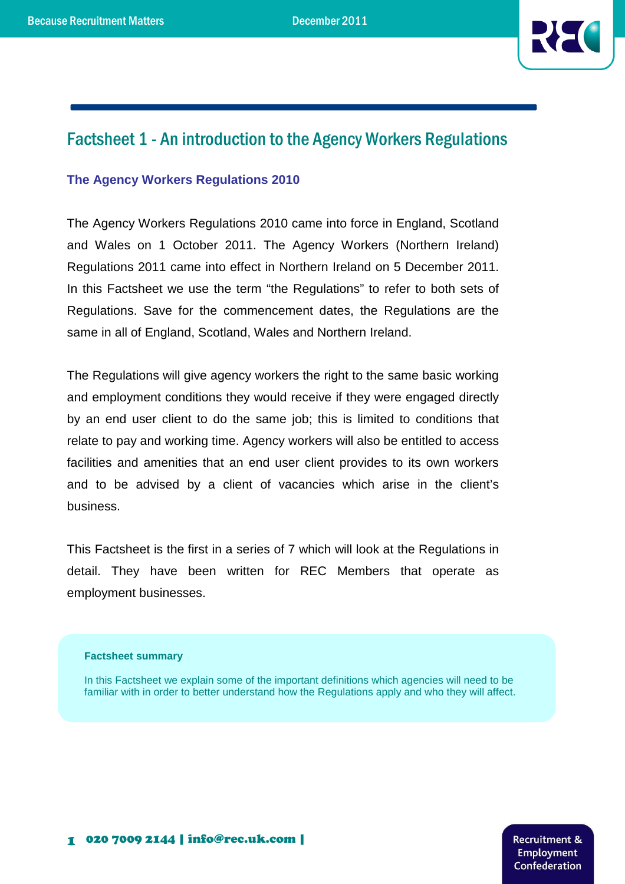# Factsheet 1 - An introduction to the Agency Workers Regulations

## The Agency Workers Regulations 2010

The Agency Workers Regulations 2010 came into force in England, Scotland and Wales on 1 October 2011. The Agency Workers (Northern Ireland) Regulations 2011 came into effect in Northern Ireland on 5 December 2011. In this Factsheet we use the term "the Regulations" to refer to both sets of Regulations. Save for the commencement dates, the Regulations are the same in all of England, Scotland, Wales and Northern Ireland.

The Regulations will give agency workers the right to the same basic working and employment conditions they would receive if they were engaged directly by an end user client to do the same job; this is limited to conditions that relate to pay and working time. Agency workers will also be entitled to access facilities and amenities that an end user client provides to its own workers and to be advised by a client of vacancies which arise in the client's business.

This Factsheet is the first in a series of 7 which will look at the Regulations in detail. They have been written for REC Members that operate as employment businesses.

**Factsheet summary**

In this Factsheet we explain some of the important definitions which agencies will need to be familiar with in order to better understand how the Regulations apply and who they will affect.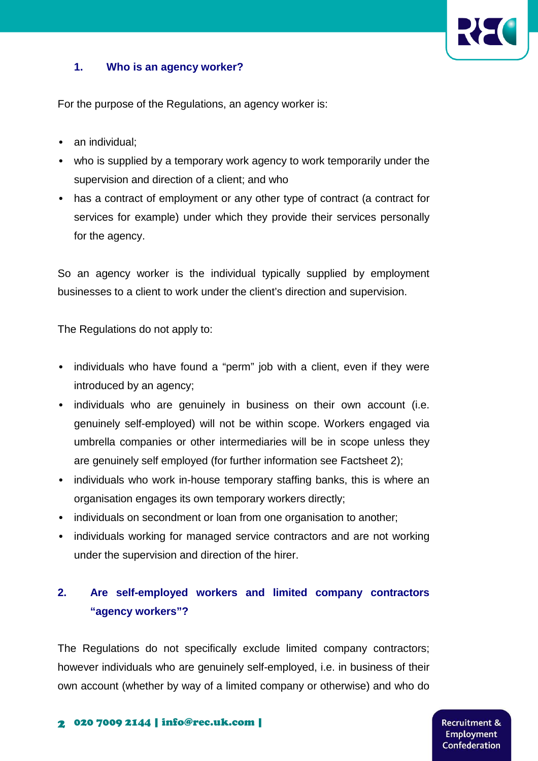## 1. Who is an agency worker?

For the purpose of the Regulations, an agency worker is:

- an individual;
- who is supplied by a temporary work agency to work temporarily under the supervision and direction of a client; and who
- has a contract of employment or any other type of contract (a contract for services for example) under which they provide their services personally for the agency.

So an agency worker is the individual typically supplied by employment businesses to a client to work under the client's direction and supervision.

The Regulations do not apply to:

- individuals who have found a "perm" job with a client, even if they were introduced by an agency;
- individuals who are genuinely in business on their own account (i.e. genuinely self-employed) will not be within scope. Workers engaged via umbrella companies or other intermediaries will be in scope unless they are genuinely self employed (for further information see Factsheet 2);
- individuals who work in-house temporary staffing banks, this is where an organisation engages its own temporary workers directly;
- individuals on secondment or loan from one organisation to another;
- individuals working for managed service contractors and are not working under the supervision and direction of the hirer.

## 2. Are self-employed workers and limited company contractors "agency workers"?

The Regulations do not specifically exclude limited company contractors; however individuals who are genuinely self-employed, i.e. in business of their own account (whether by way of a limited company or otherwise) and who do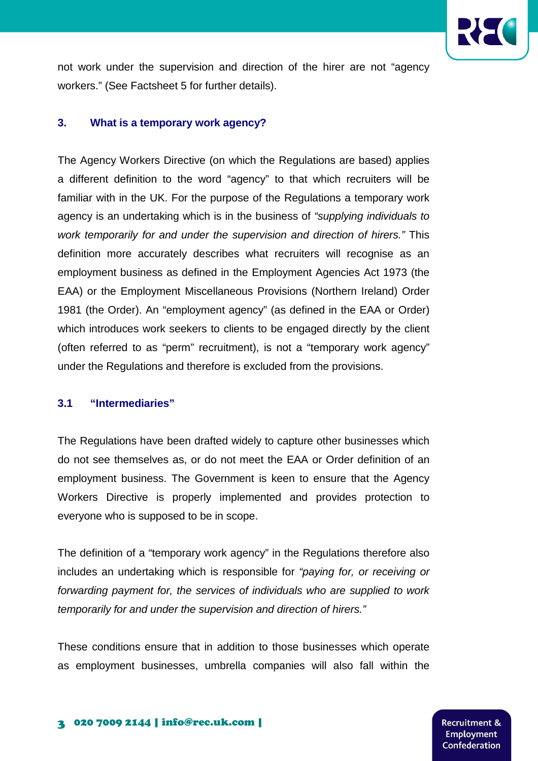not work under the supervision and direction of the hirer are not "agency workers." (See Factsheet 5 for further details).

## 3. What is a temporary work agency?

The Agency Workers Directive (on which the Regulations are based) applies a different definition to the word "agency" to that which recruiters will be familiar with in the UK. For the purpose of the Regulations a temporary work agency is an undertaking which is in the business of *"supplying individuals to work temporarily for and under the supervision and direction of hirers."* This definition more accurately describes what recruiters will recognise as an employment business as defined in the Employment Agencies Act 1973 (the EAA) or the Employment Miscellaneous Provisions (Northern Ireland) Order 1981 (the Order). An "employment agency" (as defined in the EAA or Order) which introduces work seekers to clients to be engaged directly by the client (often referred to as "perm" recruitment), is not a "temporary work agency" under the Regulations and therefore is excluded from the provisions.

### 3.1 "Intermediaries"

The Regulations have been drafted widely to capture other businesses which do not see themselves as, or do not meet the EAA or Order definition of an employment business. The Government is keen to ensure that the Agency Workers Directive is properly implemented and provides protection to everyone who is supposed to be in scope.

The definition of a "temporary work agency" in the Regulations therefore also includes an undertaking which is responsible for *"paying for, or receiving or forwarding payment for, the services of individuals who are supplied to work temporarily for and under the supervision and direction of hirers."*

These conditions ensure that in addition to those businesses which operate as employment businesses, umbrella companies will also fall within the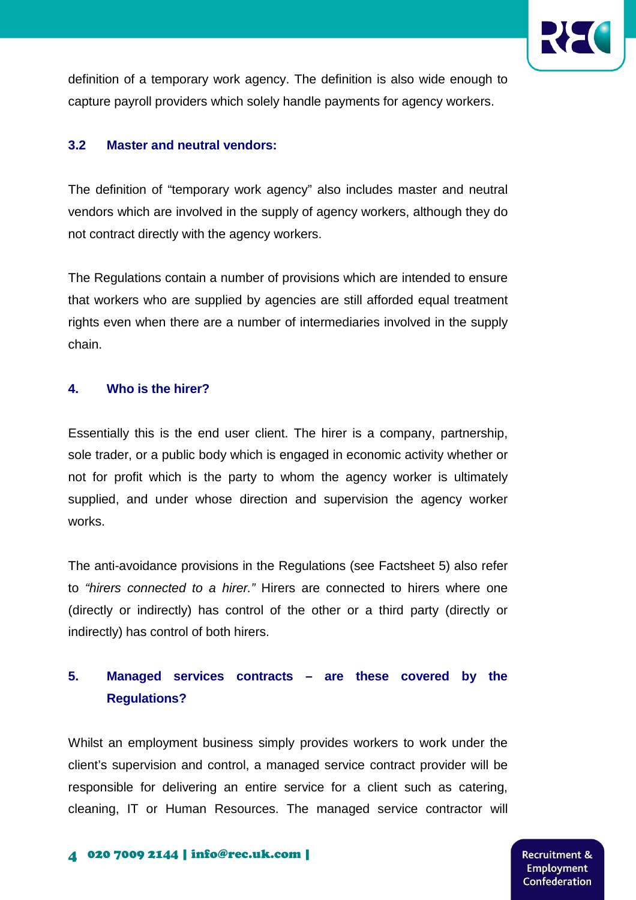definition of a temporary work agency. The definition is also wide enough to capture payroll providers which solely handle payments for agency workers.

### 3.2 Master and neutral vendors:

The definition of "temporary work agency" also includes master and neutral vendors which are involved in the supply of agency workers, although they do not contract directly with the agency workers.

The Regulations contain a number of provisions which are intended to ensure that workers who are supplied by agencies are still afforded equal treatment rights even when there are a number of intermediaries involved in the supply chain.

## 4. Who is the hirer?

Essentially this is the end user client. The hirer is a company, partnership, sole trader, or a public body which is engaged in economic activity whether or not for profit which is the party to whom the agency worker is ultimately supplied, and under whose direction and supervision the agency worker works.

The anti-avoidance provisions in the Regulations (see Factsheet 5) also refer to *"hirers connected to a hirer."* Hirers are connected to hirers where one (directly or indirectly) has control of the other or a third party (directly or indirectly) has control of both hirers.

## 5. Managed services contracts – are these covered by the Regulations?

Whilst an employment business simply provides workers to work under the client's supervision and control, a managed service contract provider will be responsible for delivering an entire service for a client such as catering, cleaning, IT or Human Resources. The managed service contractor will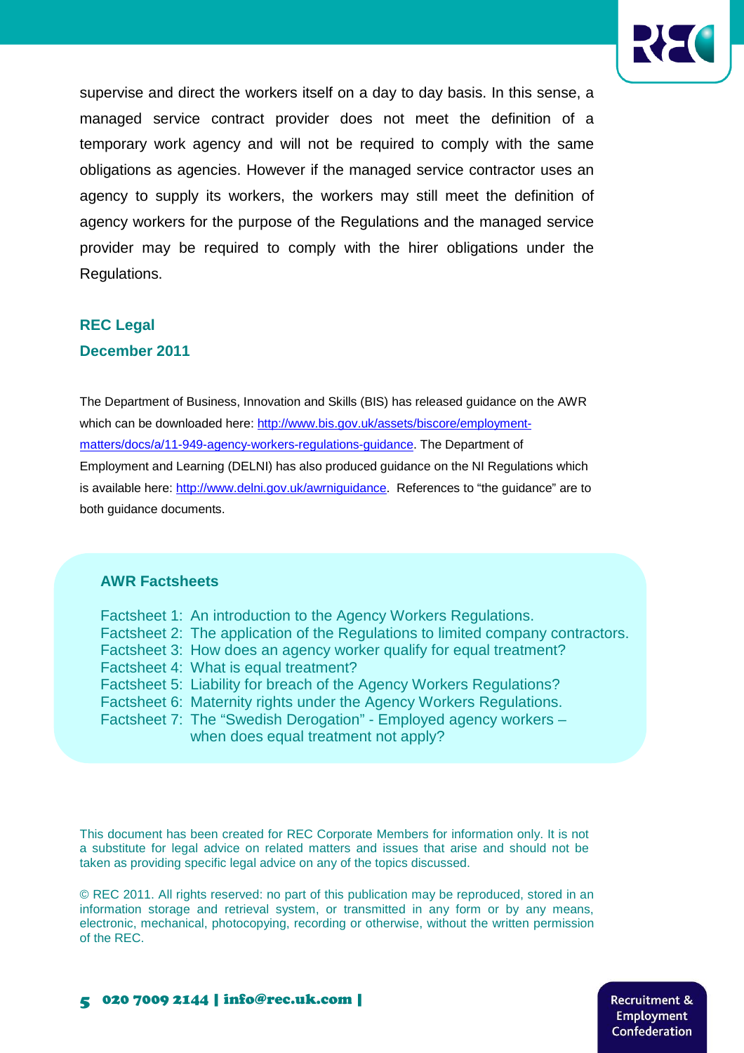supervise and direct the workers itself on a day to day basis. In this sense, a managed service contract provider does not meet the definition of a temporary work agency and will not be required to comply with the same obligations as agencies. However if the managed service contractor uses an agency to supply its workers, the workers may still meet the definition of agency workers for the purpose of the Regulations and the managed service provider may be required to comply with the hirer obligations under the Regulations.

**REC Legal**
**December 2011**

The Department of Business, Innovation and Skills (BIS) has released guidance on the AWR which can be downloaded here: [http://www.bis.gov.uk/assets/biscore/employment-matters/docs/a/11-949-agency-workers-regulations-guidance](http://www.bis.gov.uk/assets/biscore/employment-matters/docs/a/11-949-agency-workers-regulations-guidance). The Department of Employment and Learning (DELNI) has also produced guidance on the NI Regulations which is available here: [http://www.delni.gov.uk/awrniguidance](http://www.delni.gov.uk/awrniguidance). References to "the guidance" are to both guidance documents.

**AWR Factsheets**

- Factsheet 1: An introduction to the Agency Workers Regulations.
- Factsheet 2: The application of the Regulations to limited company contractors.
- Factsheet 3: How does an agency worker qualify for equal treatment?
- Factsheet 4: What is equal treatment?
- Factsheet 5: Liability for breach of the Agency Workers Regulations?
- Factsheet 6: Maternity rights under the Agency Workers Regulations.
- Factsheet 7: The "Swedish Derogation" - Employed agency workers – when does equal treatment not apply?

This document has been created for REC Corporate Members for information only. It is not a substitute for legal advice on related matters and issues that arise and should not be taken as providing specific legal advice on any of the topics discussed.

© REC 2011. All rights reserved: no part of this publication may be reproduced, stored in an information storage and retrieval system, or transmitted in any form or by any means, electronic, mechanical, photocopying, recording or otherwise, without the written permission of the REC.

020 7009 2144 | info@rec.uk.com |